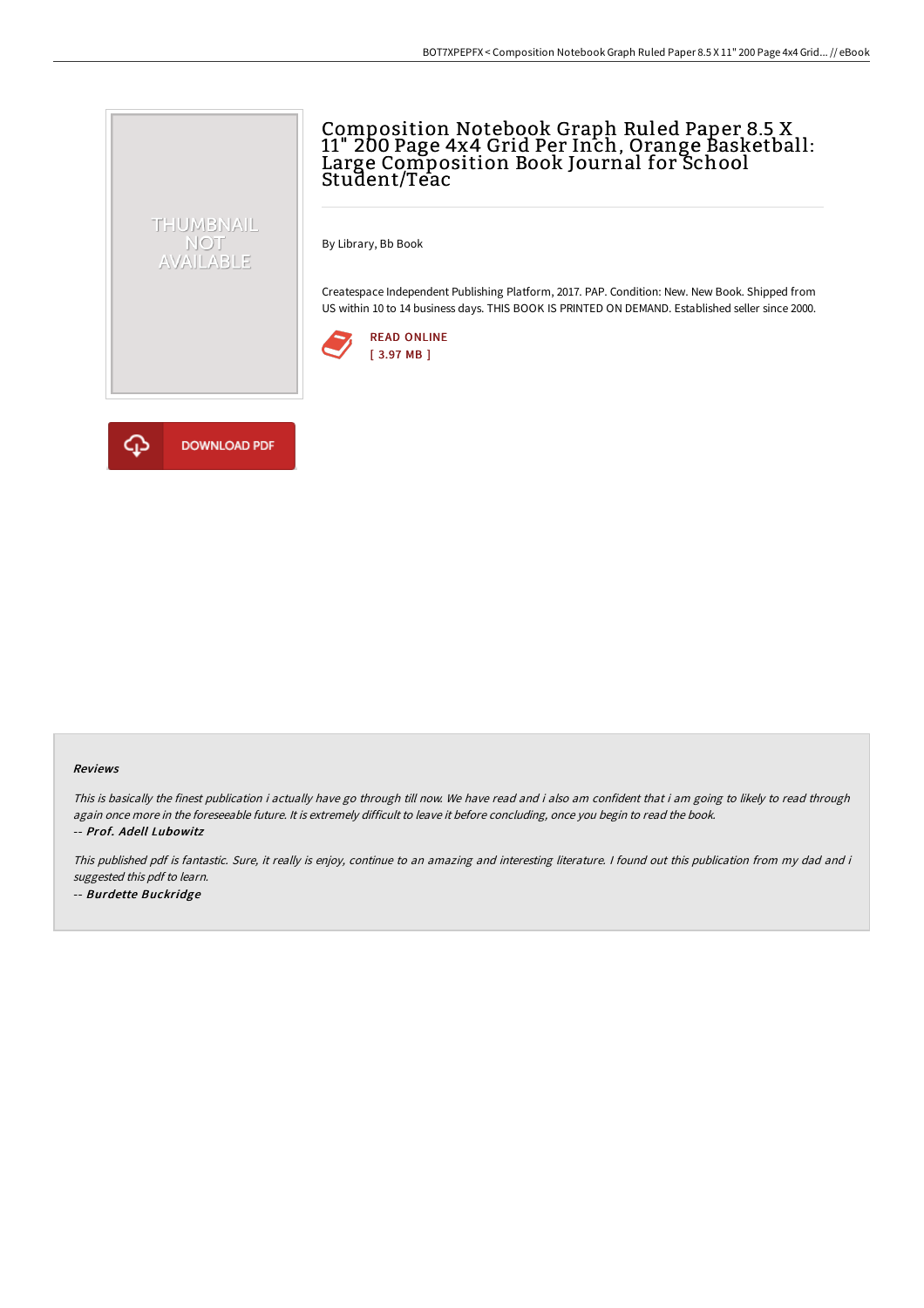# Composition Notebook Graph Ruled Paper 8.5 X 11" 200 Page 4x4 Grid Per Inch, Orange Basketball: Large Composition Book Journal for School Student/Teac

By Library, Bb Book

Createspace Independent Publishing Platform, 2017. PAP. Condition: New. New Book. Shipped from US within 10 to 14 business days. THIS BOOK IS PRINTED ON DEMAND. Established seller since 2000.

READ ONLINE
[ 3.97 MB ]

DOWNLOAD PDF

### Reviews

*This is basically the finest publication i actually have go through till now. We have read and i also am confident that i am going to likely to read through again once more in the foreseeable future. It is extremely difficult to leave it before concluding, once you begin to read the book.*

*-- Prof. Adell Lubowitz*

*This published pdf is fantastic. Sure, it really is enjoy, continue to an amazing and interesting literature. I found out this publication from my dad and i suggested this pdf to learn.*

*-- Burdette Buckridge*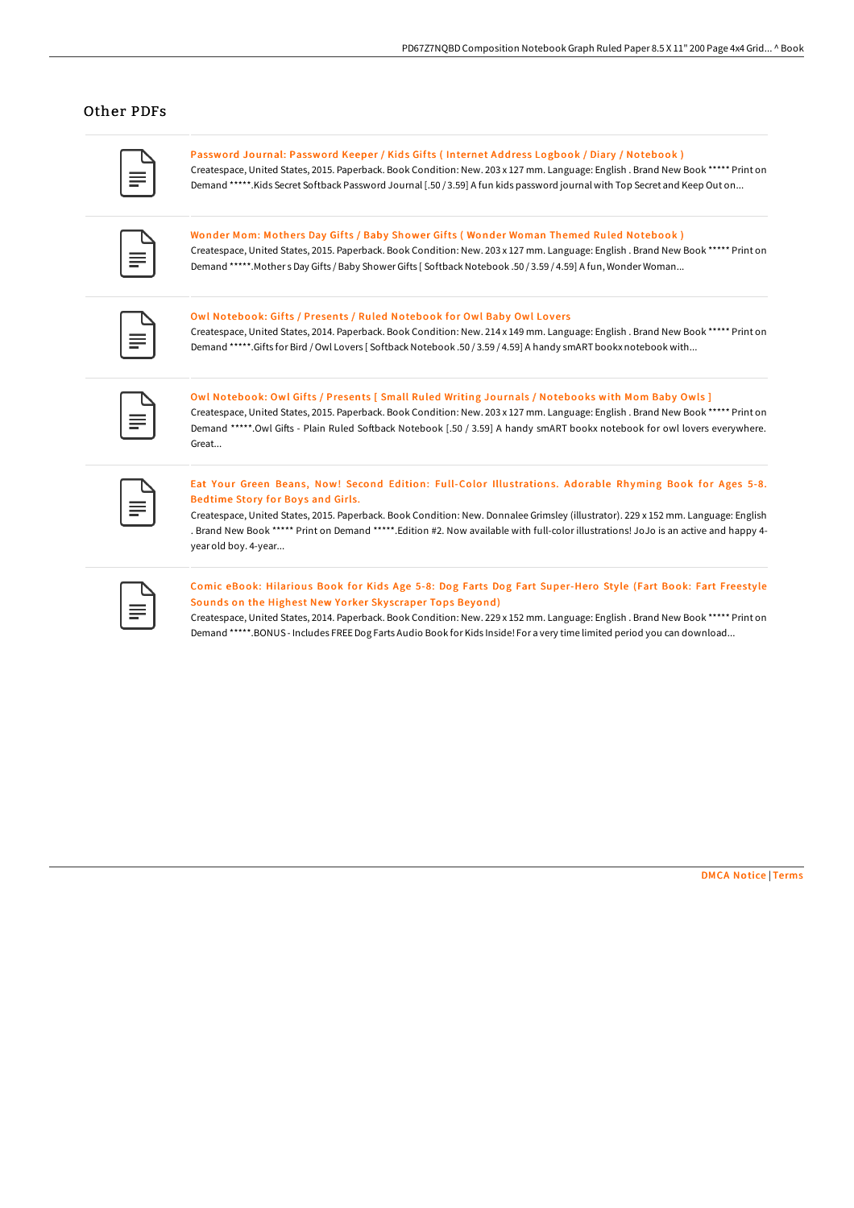## Other PDFs

**Password Journal: Password Keeper / Kids Gifts ( Internet Address Logbook / Diary / Notebook )**

Createspace, United States, 2015. Paperback. Book Condition: New. 203 x 127 mm. Language: English . Brand New Book ***** Print on Demand *****.Kids Secret Softback Password Journal [.50 / 3.59] A fun kids password journal with Top Secret and Keep Out on...

**Wonder Mom: Mothers Day Gifts / Baby Shower Gifts ( Wonder Woman Themed Ruled Notebook )**

Createspace, United States, 2015. Paperback. Book Condition: New. 203 x 127 mm. Language: English . Brand New Book ***** Print on Demand *****.Mother s Day Gifts / Baby Shower Gifts [ Softback Notebook .50 / 3.59 / 4.59] A fun, Wonder Woman...

**Owl Notebook: Gifts / Presents / Ruled Notebook for Owl Baby Owl Lovers**

Createspace, United States, 2014. Paperback. Book Condition: New. 214 x 149 mm. Language: English . Brand New Book ***** Print on Demand *****.Gifts for Bird / Owl Lovers [ Softback Notebook .50 / 3.59 / 4.59] A handy smART bookx notebook with...

**Owl Notebook: Owl Gifts / Presents [ Small Ruled Writing Journals / Notebooks with Mom Baby Owls ]**

Createspace, United States, 2015. Paperback. Book Condition: New. 203 x 127 mm. Language: English . Brand New Book ***** Print on Demand *****.Owl Gifts - Plain Ruled Softback Notebook [.50 / 3.59] A handy smART bookx notebook for owl lovers everywhere. Great...

**Eat Your Green Beans, Now! Second Edition: Full-Color Illustrations. Adorable Rhyming Book for Ages 5-8. Bedtime Story for Boys and Girls.**

Createspace, United States, 2015. Paperback. Book Condition: New. Donnalee Grimsley (illustrator). 229 x 152 mm. Language: English . Brand New Book ***** Print on Demand *****.Edition #2. Now available with full-color illustrations! JoJo is an active and happy 4-year old boy. 4-year...

**Comic eBook: Hilarious Book for Kids Age 5-8: Dog Farts Dog Fart Super-Hero Style (Fart Book: Fart Freestyle Sounds on the Highest New Yorker Skyscraper Tops Beyond)**

Createspace, United States, 2014. Paperback. Book Condition: New. 229 x 152 mm. Language: English . Brand New Book ***** Print on Demand *****.BONUS - Includes FREE Dog Farts Audio Book for Kids Inside! For a very time limited period you can download...

DMCA Notice | Terms